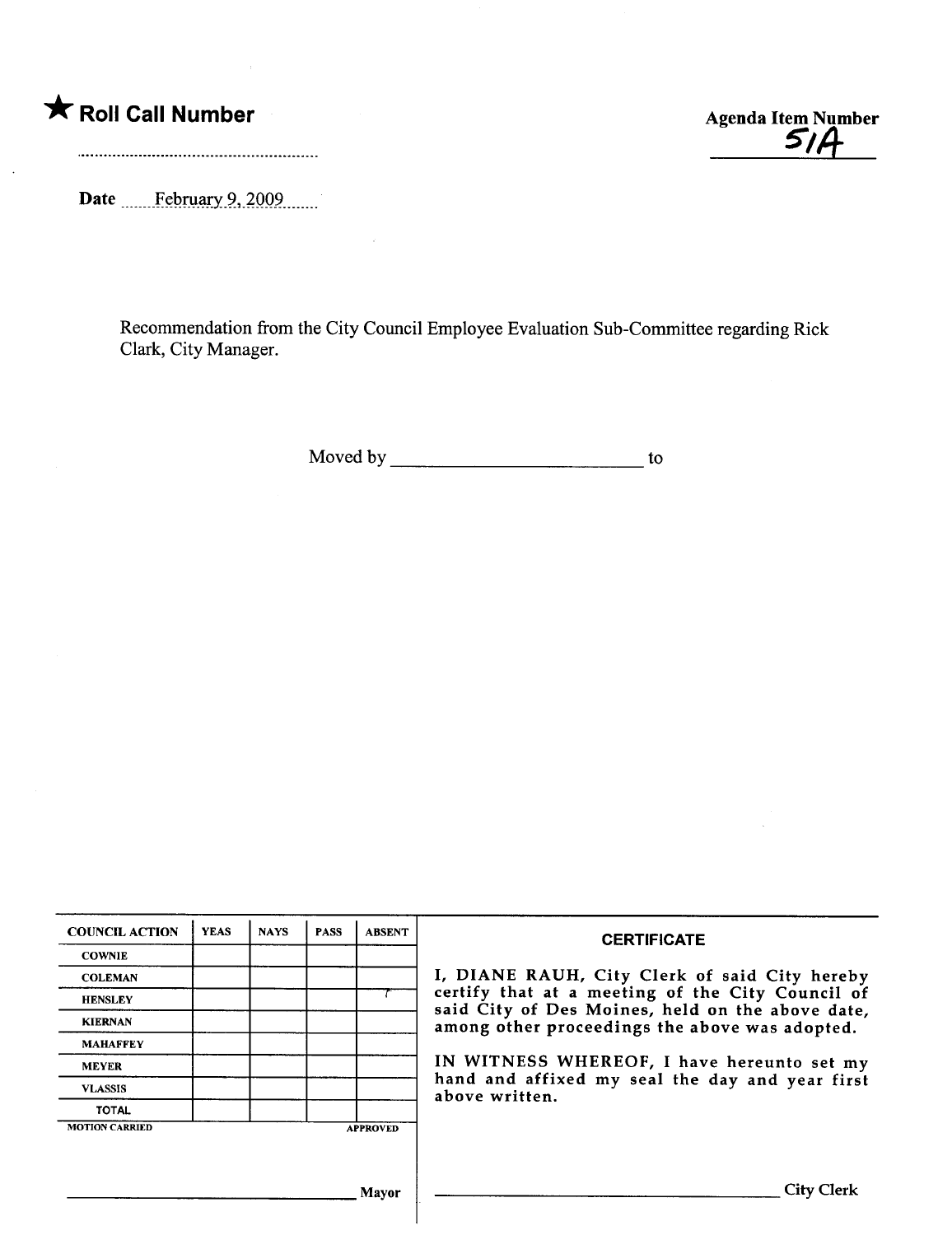★ **Roll Call Number**

..........................................................

**Agenda Item Number**
51A

**Date** February 9, 2009

Recommendation from the City Council Employee Evaluation Sub-Committee regarding Rick Clark, City Manager.

Moved by __________________________ to

| COUNCIL ACTION | YEAS | NAYS | PASS | ABSENT |
|---|---|---|---|---|
| COWNIE | | | | |
| COLEMAN | | | | |
| HENSLEY | | | | ✓ |
| KIERNAN | | | | |
| MAHAFFEY | | | | |
| MEYER | | | | |
| VLASSIS | | | | |
| TOTAL | | | | |

MOTION CARRIED APPROVED

______________________________ Mayor

**CERTIFICATE**

I, DIANE RAUH, City Clerk of said City hereby certify that at a meeting of the City Council of said City of Des Moines, held on the above date, among other proceedings the above was adopted.

IN WITNESS WHEREOF, I have hereunto set my hand and affixed my seal the day and year first above written.

______________________________ City Clerk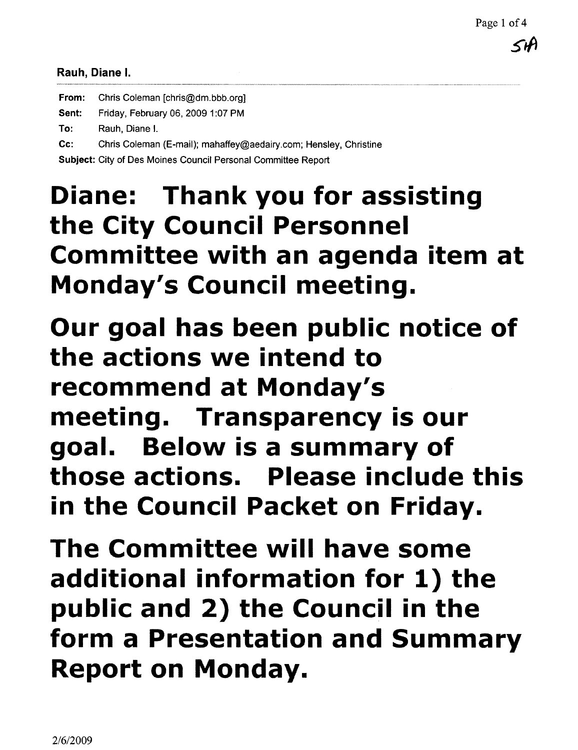**Rauh, Diane I.**

**From:** Chris Coleman [chris@dm.bbb.org]

**Sent:** Friday, February 06, 2009 1:07 PM

**To:** Rauh, Diane I.

**Cc:** Chris Coleman (E-mail); mahaffey@aedairy.com; Hensley, Christine

**Subject:** City of Des Moines Council Personal Committee Report

**Diane: Thank you for assisting the City Council Personnel Committee with an agenda item at Monday's Council meeting.**

**Our goal has been public notice of the actions we intend to recommend at Monday's meeting. Transparency is our goal. Below is a summary of those actions. Please include this in the Council Packet on Friday.**

**The Committee will have some additional information for 1) the public and 2) the Council in the form a Presentation and Summary Report on Monday.**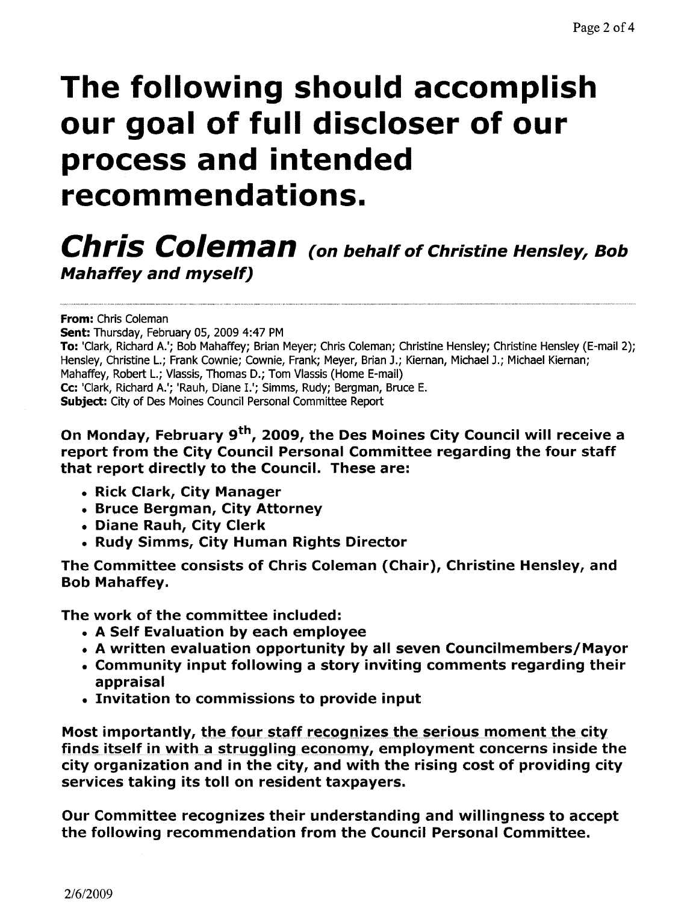# The following should accomplish our goal of full discloser of our process and intended recommendations.

## *Chris Coleman* *(on behalf of Christine Hensley, Bob Mahaffey and myself)*

---

**From:** Chris Coleman
**Sent:** Thursday, February 05, 2009 4:47 PM
**To:** 'Clark, Richard A.'; Bob Mahaffey; Brian Meyer; Chris Coleman; Christine Hensley; Christine Hensley (E-mail 2); Hensley, Christine L.; Frank Cownie; Cownie, Frank; Meyer, Brian J.; Kiernan, Michael J.; Michael Kiernan; Mahaffey, Robert L.; Vlassis, Thomas D.; Tom Vlassis (Home E-mail)
**Cc:** 'Clark, Richard A.'; 'Rauh, Diane I.'; Simms, Rudy; Bergman, Bruce E.
**Subject:** City of Des Moines Council Personal Committee Report

**On Monday, February 9th, 2009, the Des Moines City Council will receive a report from the City Council Personal Committee regarding the four staff that report directly to the Council. These are:**

- **Rick Clark, City Manager**
- **Bruce Bergman, City Attorney**
- **Diane Rauh, City Clerk**
- **Rudy Simms, City Human Rights Director**

**The Committee consists of Chris Coleman (Chair), Christine Hensley, and Bob Mahaffey.**

**The work of the committee included:**

- **A Self Evaluation by each employee**
- **A written evaluation opportunity by all seven Councilmembers/Mayor**
- **Community input following a story inviting comments regarding their appraisal**
- **Invitation to commissions to provide input**

**Most importantly, <u>the four staff recognizes the serious moment the city finds itself in with a struggling economy</u>, employment concerns inside the city organization and in the city, and with the rising cost of providing city services taking its toll on resident taxpayers.**

**Our Committee recognizes their understanding and willingness to accept the following recommendation from the Council Personal Committee.**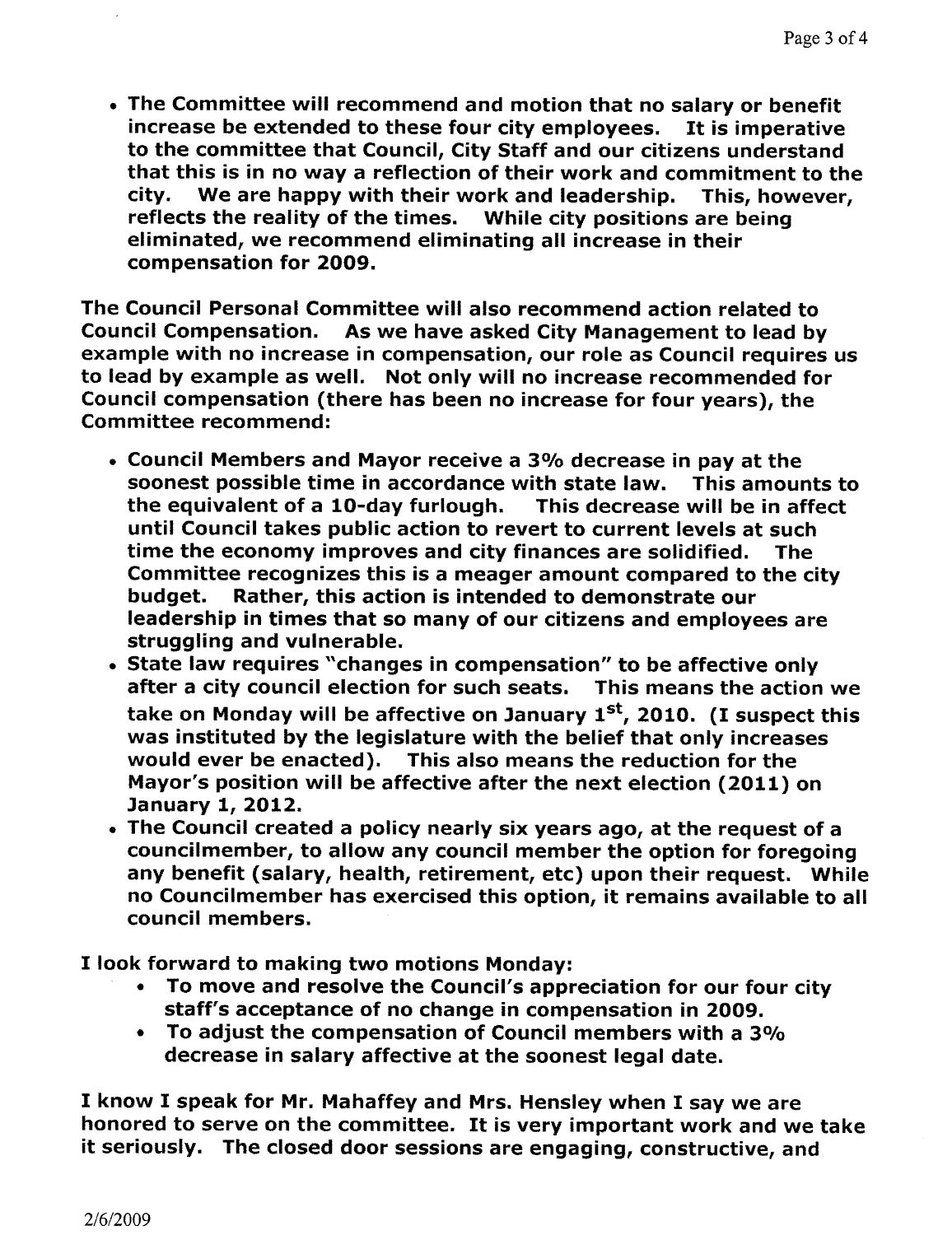- **The Committee will recommend and motion that no salary or benefit increase be extended to these four city employees. It is imperative to the committee that Council, City Staff and our citizens understand that this is in no way a reflection of their work and commitment to the city. We are happy with their work and leadership. This, however, reflects the reality of the times. While city positions are being eliminated, we recommend eliminating all increase in their compensation for 2009.**

**The Council Personal Committee will also recommend action related to Council Compensation. As we have asked City Management to lead by example with no increase in compensation, our role as Council requires us to lead by example as well. Not only will no increase recommended for Council compensation (there has been no increase for four years), the Committee recommend:**

- **Council Members and Mayor receive a 3% decrease in pay at the soonest possible time in accordance with state law. This amounts to the equivalent of a 10-day furlough. This decrease will be in affect until Council takes public action to revert to current levels at such time the economy improves and city finances are solidified. The Committee recognizes this is a meager amount compared to the city budget. Rather, this action is intended to demonstrate our leadership in times that so many of our citizens and employees are struggling and vulnerable.**
- **State law requires "changes in compensation" to be affective only after a city council election for such seats. This means the action we take on Monday will be affective on January 1st, 2010. (I suspect this was instituted by the legislature with the belief that only increases would ever be enacted). This also means the reduction for the Mayor's position will be affective after the next election (2011) on January 1, 2012.**
- **The Council created a policy nearly six years ago, at the request of a councilmember, to allow any council member the option for foregoing any benefit (salary, health, retirement, etc) upon their request. While no Councilmember has exercised this option, it remains available to all council members.**

**I look forward to making two motions Monday:**

- **To move and resolve the Council's appreciation for our four city staff's acceptance of no change in compensation in 2009.**
- **To adjust the compensation of Council members with a 3% decrease in salary affective at the soonest legal date.**

**I know I speak for Mr. Mahaffey and Mrs. Hensley when I say we are honored to serve on the committee. It is very important work and we take it seriously. The closed door sessions are engaging, constructive, and**

2/6/2009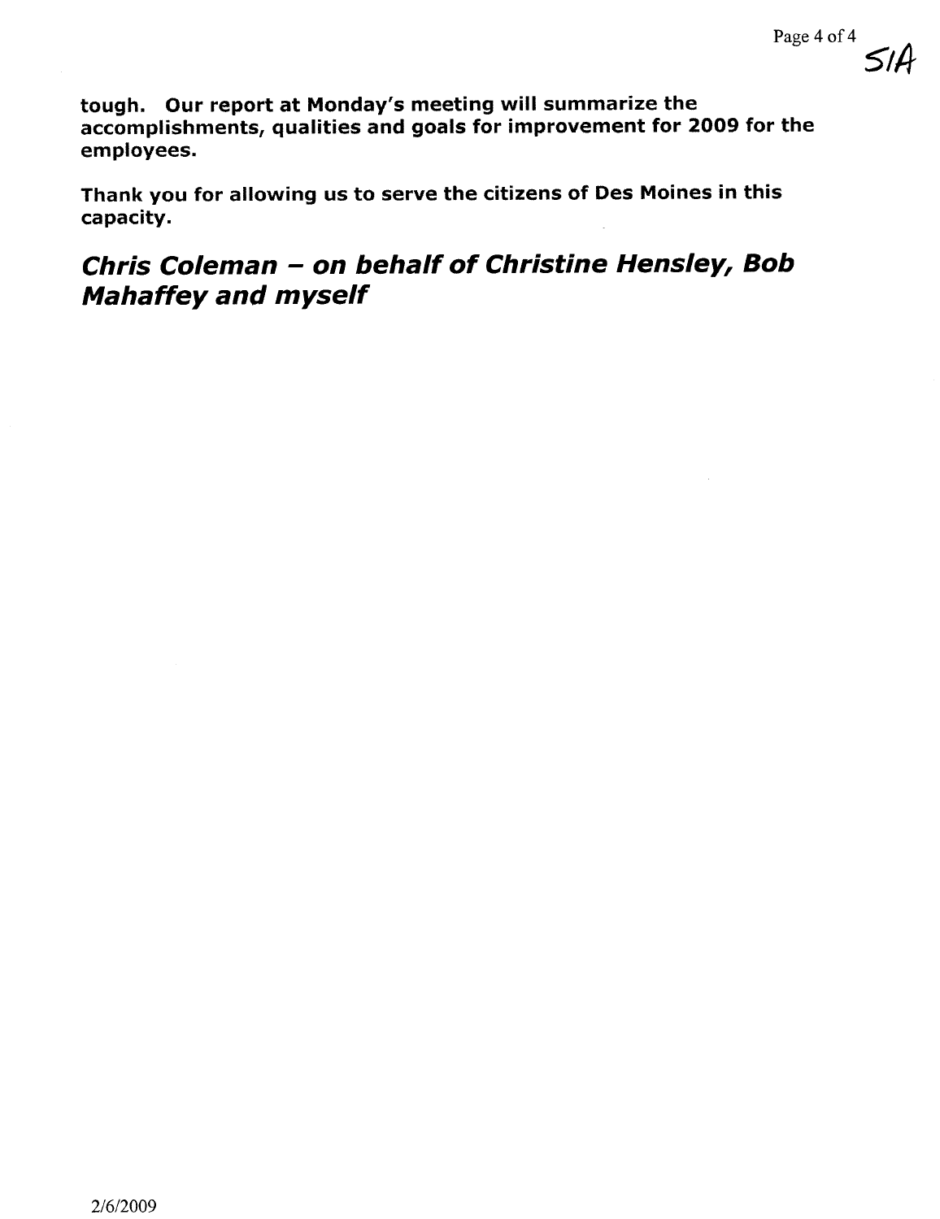**tough. Our report at Monday's meeting will summarize the accomplishments, qualities and goals for improvement for 2009 for the employees.**

**Thank you for allowing us to serve the citizens of Des Moines in this capacity.**

***Chris Coleman – on behalf of Christine Hensley, Bob Mahaffey and myself***